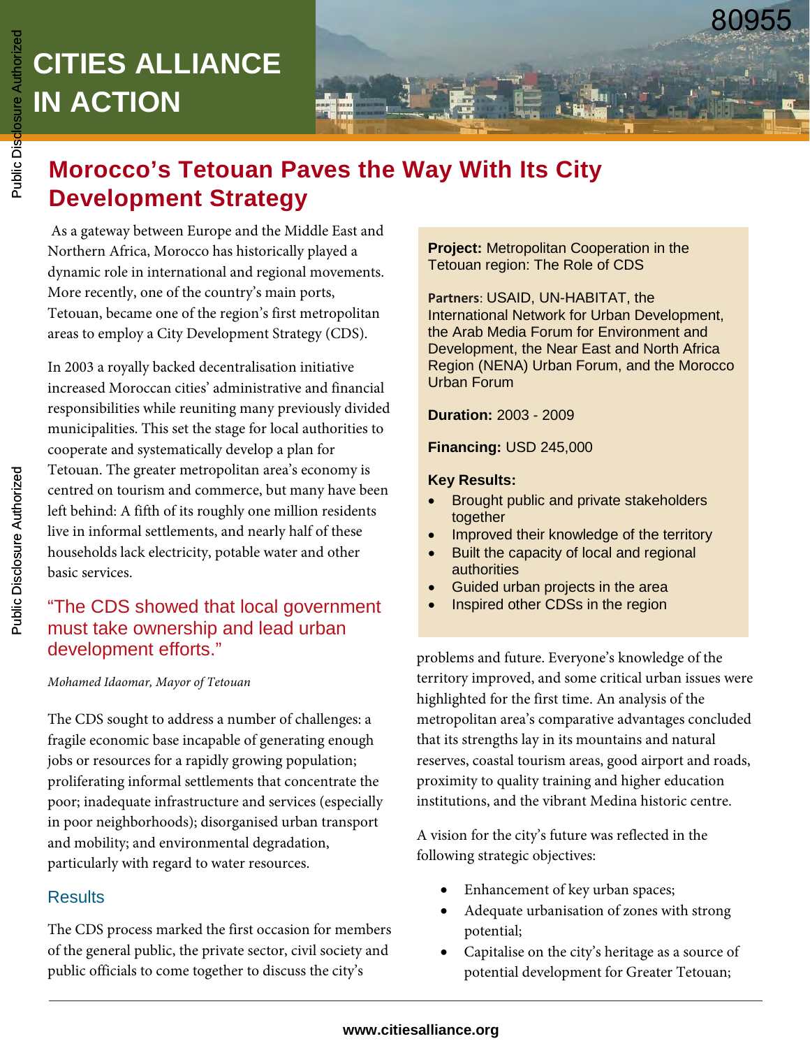# CITIES ALLIANCE IN ACTION

## Morocco's Tetouan Paves the Way With Its City Development Strategy

As a gateway between Europe and the Middle East and Northern Africa, Morocco has historically played a dynamic role in international and regional movements. More recently, one of the country's main ports, Tetouan, became one of the region's first metropolitan areas to employ a City Development Strategy (CDS).

In 2003 a royally backed decentralisation initiative increased Moroccan cities' administrative and financial responsibilities while reuniting many previously divided municipalities. This set the stage for local authorities to cooperate and systematically develop a plan for Tetouan. The greater metropolitan area's economy is centred on tourism and commerce, but many have been left behind: A fifth of its roughly one million residents live in informal settlements, and nearly half of these households lack electricity, potable water and other basic services.

> "The CDS showed that local government must take ownership and lead urban development efforts."
>
> *Mohamed Idaomar, Mayor of Tetouan*

The CDS sought to address a number of challenges: a fragile economic base incapable of generating enough jobs or resources for a rapidly growing population; proliferating informal settlements that concentrate the poor; inadequate infrastructure and services (especially in poor neighborhoods); disorganised urban transport and mobility; and environmental degradation, particularly with regard to water resources.

**Project:** Metropolitan Cooperation in the Tetouan region: The Role of CDS

**Partners**: USAID, UN-HABITAT, the International Network for Urban Development, the Arab Media Forum for Environment and Development, the Near East and North Africa Region (NENA) Urban Forum, and the Morocco Urban Forum

**Duration:** 2003 - 2009

**Financing:** USD 245,000

**Key Results:**

- Brought public and private stakeholders together
- Improved their knowledge of the territory
- Built the capacity of local and regional authorities
- Guided urban projects in the area
- Inspired other CDSs in the region

### Results

The CDS process marked the first occasion for members of the general public, the private sector, civil society and public officials to come together to discuss the city's problems and future. Everyone's knowledge of the territory improved, and some critical urban issues were highlighted for the first time. An analysis of the metropolitan area's comparative advantages concluded that its strengths lay in its mountains and natural reserves, coastal tourism areas, good airport and roads, proximity to quality training and higher education institutions, and the vibrant Medina historic centre.

A vision for the city's future was reflected in the following strategic objectives:

- Enhancement of key urban spaces;
- Adequate urbanisation of zones with strong potential;
- Capitalise on the city's heritage as a source of potential development for Greater Tetouan;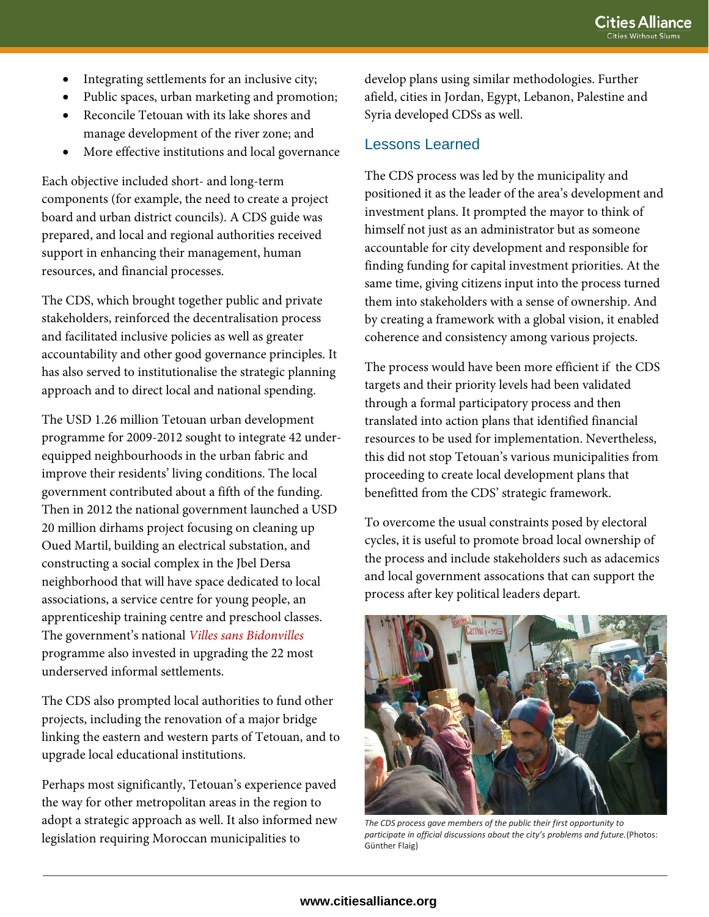- Integrating settlements for an inclusive city;
- Public spaces, urban marketing and promotion;
- Reconcile Tetouan with its lake shores and manage development of the river zone; and
- More effective institutions and local governance

Each objective included short- and long-term components (for example, the need to create a project board and urban district councils). A CDS guide was prepared, and local and regional authorities received support in enhancing their management, human resources, and financial processes.

The CDS, which brought together public and private stakeholders, reinforced the decentralisation process and facilitated inclusive policies as well as greater accountability and other good governance principles. It has also served to institutionalise the strategic planning approach and to direct local and national spending.

The USD 1.26 million Tetouan urban development programme for 2009-2012 sought to integrate 42 under-equipped neighbourhoods in the urban fabric and improve their residents' living conditions. The local government contributed about a fifth of the funding. Then in 2012 the national government launched a USD 20 million dirhams project focusing on cleaning up Oued Martil, building an electrical substation, and constructing a social complex in the Jbel Dersa neighborhood that will have space dedicated to local associations, a service centre for young people, an apprenticeship training centre and preschool classes. The government's national *Villes sans Bidonvilles* programme also invested in upgrading the 22 most underserved informal settlements.

The CDS also prompted local authorities to fund other projects, including the renovation of a major bridge linking the eastern and western parts of Tetouan, and to upgrade local educational institutions.

Perhaps most significantly, Tetouan's experience paved the way for other metropolitan areas in the region to adopt a strategic approach as well. It also informed new legislation requiring Moroccan municipalities to develop plans using similar methodologies. Further afield, cities in Jordan, Egypt, Lebanon, Palestine and Syria developed CDSs as well.

## Lessons Learned

The CDS process was led by the municipality and positioned it as the leader of the area's development and investment plans. It prompted the mayor to think of himself not just as an administrator but as someone accountable for city development and responsible for finding funding for capital investment priorities. At the same time, giving citizens input into the process turned them into stakeholders with a sense of ownership. And by creating a framework with a global vision, it enabled coherence and consistency among various projects.

The process would have been more efficient if the CDS targets and their priority levels had been validated through a formal participatory process and then translated into action plans that identified financial resources to be used for implementation. Nevertheless, this did not stop Tetouan's various municipalities from proceeding to create local development plans that benefitted from the CDS' strategic framework.

To overcome the usual constraints posed by electoral cycles, it is useful to promote broad local ownership of the process and include stakeholders such as adacemics and local government assocations that can support the process after key political leaders depart.

*The CDS process gave members of the public their first opportunity to participate in official discussions about the city's problems and future.*(Photos: Günther Flaig)